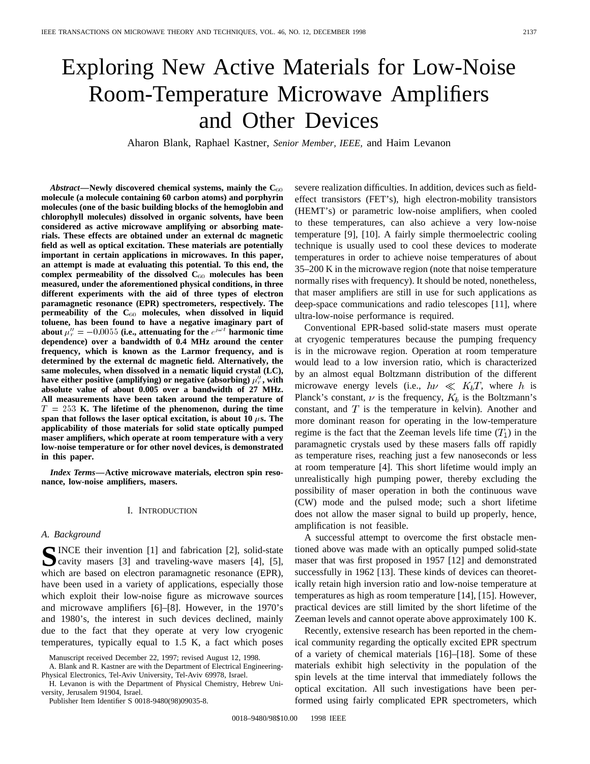# Exploring New Active Materials for Low-Noise Room-Temperature Microwave Amplifiers and Other Devices

Aharon Blank, Raphael Kastner, *Senior Member, IEEE,* and Haim Levanon

***Abstract*—Newly discovered chemical systems, mainly the $C_{60}$ molecule (a molecule containing 60 carbon atoms) and porphyrin molecules (one of the basic building blocks of the hemoglobin and chlorophyll molecules) dissolved in organic solvents, have been considered as active microwave amplifying or absorbing materials. These effects are obtained under an external dc magnetic field as well as optical excitation. These materials are potentially important in certain applications in microwaves. In this paper, an attempt is made at evaluating this potential. To this end, the complex permeability of the dissolved $C_{60}$ molecules has been measured, under the aforementioned physical conditions, in three different experiments with the aid of three types of electron paramagnetic resonance (EPR) spectrometers, respectively. The permeability of the $C_{60}$ molecules, when dissolved in liquid toluene, has been found to have a negative imaginary part of about $\mu_r'' = -0.0055$ (i.e., attenuating for the $e^{j\omega t}$ harmonic time dependence) over a bandwidth of 0.4 MHz around the center frequency, which is known as the Larmor frequency, and is determined by the external dc magnetic field. Alternatively, the same molecules, when dissolved in a nematic liquid crystal (LC), have either positive (amplifying) or negative (absorbing) $\mu_r''$, with absolute value of about 0.005 over a bandwidth of 27 MHz. All measurements have been taken around the temperature of $T = 253$ K. The lifetime of the phenomenon, during the time span that follows the laser optical excitation, is about 10 $\mu$s. The applicability of those materials for solid state optically pumped maser amplifiers, which operate at room temperature with a very low-noise temperature or for other novel devices, is demonstrated in this paper.**

***Index Terms*—Active microwave materials, electron spin resonance, low-noise amplifiers, masers.**

## I. Introduction

### A. Background

Since their invention [1] and fabrication [2], solid-state cavity masers [3] and traveling-wave masers [4], [5], which are based on electron paramagnetic resonance (EPR), have been used in a variety of applications, especially those which exploit their low-noise figure as microwave sources and microwave amplifiers [6]–[8]. However, in the 1970's and 1980's, the interest in such devices declined, mainly due to the fact that they operate at very low cryogenic temperatures, typically equal to 1.5 K, a fact which poses severe realization difficulties. In addition, devices such as field-effect transistors (FET's), high electron-mobility transistors (HEMT's) or parametric low-noise amplifiers, when cooled to these temperatures, can also achieve a very low-noise temperature [9], [10]. A fairly simple thermoelectric cooling technique is usually used to cool these devices to moderate temperatures in order to achieve noise temperatures of about 35–200 K in the microwave region (note that noise temperature normally rises with frequency). It should be noted, nonetheless, that maser amplifiers are still in use for such applications as deep-space communications and radio telescopes [11], where ultra-low-noise performance is required.

Conventional EPR-based solid-state masers must operate at cryogenic temperatures because the pumping frequency is in the microwave region. Operation at room temperature would lead to a low inversion ratio, which is characterized by an almost equal Boltzmann distribution of the different microwave energy levels (i.e., $h\nu \ll K_bT$, where $h$ is Planck's constant, $\nu$ is the frequency, $K_b$ is the Boltzmann's constant, and $T$ is the temperature in kelvin). Another and more dominant reason for operating in the low-temperature regime is the fact that the Zeeman levels life time ($T_1$) in the paramagnetic crystals used by these masers falls off rapidly as temperature rises, reaching just a few nanoseconds or less at room temperature [4]. This short lifetime would imply an unrealistically high pumping power, thereby excluding the possibility of maser operation in both the continuous wave (CW) mode and the pulsed mode; such a short lifetime does not allow the maser signal to build up properly, hence, amplification is not feasible.

A successful attempt to overcome the first obstacle mentioned above was made with an optically pumped solid-state maser that was first proposed in 1957 [12] and demonstrated successfully in 1962 [13]. These kinds of devices can theoretically retain high inversion ratio and low-noise temperature at temperatures as high as room temperature [14], [15]. However, practical devices are still limited by the short lifetime of the Zeeman levels and cannot operate above approximately 100 K.

Recently, extensive research has been reported in the chemical community regarding the optically excited EPR spectrum of a variety of chemical materials [16]–[18]. Some of these materials exhibit high selectivity in the population of the spin levels at the time interval that immediately follows the optical excitation. All such investigations have been performed using fairly complicated EPR spectrometers, which

Manuscript received December 22, 1997; revised August 12, 1998.

A. Blank and R. Kastner are with the Department of Electrical Engineering-Physical Electronics, Tel-Aviv University, Tel-Aviv 69978, Israel.

H. Levanon is with the Department of Physical Chemistry, Hebrew University, Jerusalem 91904, Israel.

Publisher Item Identifier S 0018-9480(98)09035-8.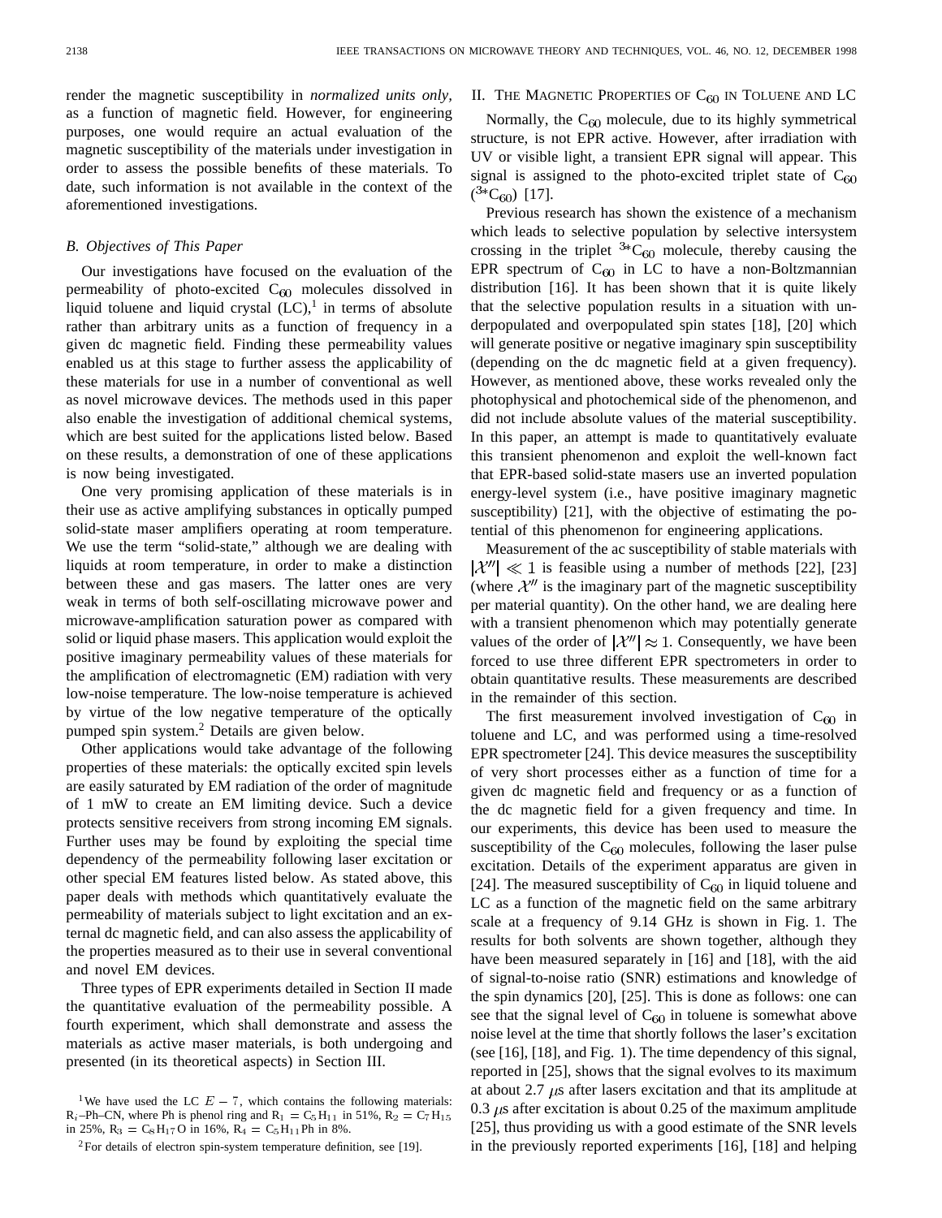render the magnetic susceptibility in *normalized units only*, as a function of magnetic field. However, for engineering purposes, one would require an actual evaluation of the magnetic susceptibility of the materials under investigation in order to assess the possible benefits of these materials. To date, such information is not available in the context of the aforementioned investigations.

### B. Objectives of This Paper

Our investigations have focused on the evaluation of the permeability of photo-excited $C_{60}$ molecules dissolved in liquid toluene and liquid crystal (LC),[1] in terms of absolute rather than arbitrary units as a function of frequency in a given dc magnetic field. Finding these permeability values enabled us at this stage to further assess the applicability of these materials for use in a number of conventional as well as novel microwave devices. The methods used in this paper also enable the investigation of additional chemical systems, which are best suited for the applications listed below. Based on these results, a demonstration of one of these applications is now being investigated.

One very promising application of these materials is in their use as active amplifying substances in optically pumped solid-state maser amplifiers operating at room temperature. We use the term "solid-state," although we are dealing with liquids at room temperature, in order to make a distinction between these and gas masers. The latter ones are very weak in terms of both self-oscillating microwave power and microwave-amplification saturation power as compared with solid or liquid phase masers. This application would exploit the positive imaginary permeability values of these materials for the amplification of electromagnetic (EM) radiation with very low-noise temperature. The low-noise temperature is achieved by virtue of the low negative temperature of the optically pumped spin system.[2] Details are given below.

Other applications would take advantage of the following properties of these materials: the optically excited spin levels are easily saturated by EM radiation of the order of magnitude of 1 mW to create an EM limiting device. Such a device protects sensitive receivers from strong incoming EM signals. Further uses may be found by exploiting the special time dependency of the permeability following laser excitation or other special EM features listed below. As stated above, this paper deals with methods which quantitatively evaluate the permeability of materials subject to light excitation and an external dc magnetic field, and can also assess the applicability of the properties measured as to their use in several conventional and novel EM devices.

Three types of EPR experiments detailed in Section II made the quantitative evaluation of the permeability possible. A fourth experiment, which shall demonstrate and assess the materials as active maser materials, is both undergoing and presented (in its theoretical aspects) in Section III.

[1] We have used the LC $E-7$, which contains the following materials: $R_i$–Ph–CN, where Ph is phenol ring and $R_1 = C_5H_{11}$ in 51%, $R_2 = C_7H_{15}$ in 25%, $R_3 = C_8H_{17}O$ in 16%, $R_4 = C_5H_{11}Ph$ in 8%.

[2] For details of electron spin-system temperature definition, see [19].

## II. The Magnetic Properties of $C_{60}$ in Toluene and LC

Normally, the $C_{60}$ molecule, due to its highly symmetrical structure, is not EPR active. However, after irradiation with UV or visible light, a transient EPR signal will appear. This signal is assigned to the photo-excited triplet state of $C_{60}$ ($^{3*}C_{60}$) [17].

Previous research has shown the existence of a mechanism which leads to selective population by selective intersystem crossing in the triplet $^{3*}C_{60}$ molecule, thereby causing the EPR spectrum of $C_{60}$ in LC to have a non-Boltzmannian distribution [16]. It has been shown that it is quite likely that the selective population results in a situation with underpopulated and overpopulated spin states [18], [20] which will generate positive or negative imaginary spin susceptibility (depending on the dc magnetic field at a given frequency). However, as mentioned above, these works revealed only the photophysical and photochemical side of the phenomenon, and did not include absolute values of the material susceptibility. In this paper, an attempt is made to quantitatively evaluate this transient phenomenon and exploit the well-known fact that EPR-based solid-state masers use an inverted population energy-level system (i.e., have positive imaginary magnetic susceptibility) [21], with the objective of estimating the potential of this phenomenon for engineering applications.

Measurement of the ac susceptibility of stable materials with $|\mathcal{X}''| \ll 1$ is feasible using a number of methods [22], [23] (where $\mathcal{X}''$ is the imaginary part of the magnetic susceptibility per material quantity). On the other hand, we are dealing here with a transient phenomenon which may potentially generate values of the order of $|\mathcal{X}''| \approx 1$. Consequently, we have been forced to use three different EPR spectrometers in order to obtain quantitative results. These measurements are described in the remainder of this section.

The first measurement involved investigation of $C_{60}$ in toluene and LC, and was performed using a time-resolved EPR spectrometer [24]. This device measures the susceptibility of very short processes either as a function of time for a given dc magnetic field and frequency or as a function of the dc magnetic field for a given frequency and time. In our experiments, this device has been used to measure the susceptibility of the $C_{60}$ molecules, following the laser pulse excitation. Details of the experiment apparatus are given in [24]. The measured susceptibility of $C_{60}$ in liquid toluene and LC as a function of the magnetic field on the same arbitrary scale at a frequency of 9.14 GHz is shown in Fig. 1. The results for both solvents are shown together, although they have been measured separately in [16] and [18], with the aid of signal-to-noise ratio (SNR) estimations and knowledge of the spin dynamics [20], [25]. This is done as follows: one can see that the signal level of $C_{60}$ in toluene is somewhat above noise level at the time that shortly follows the laser's excitation (see [16], [18], and Fig. 1). The time dependency of this signal, reported in [25], shows that the signal evolves to its maximum at about 2.7 $\mu$s after lasers excitation and that its amplitude at 0.3 $\mu$s after excitation is about 0.25 of the maximum amplitude [25], thus providing us with a good estimate of the SNR levels in the previously reported experiments [16], [18] and helping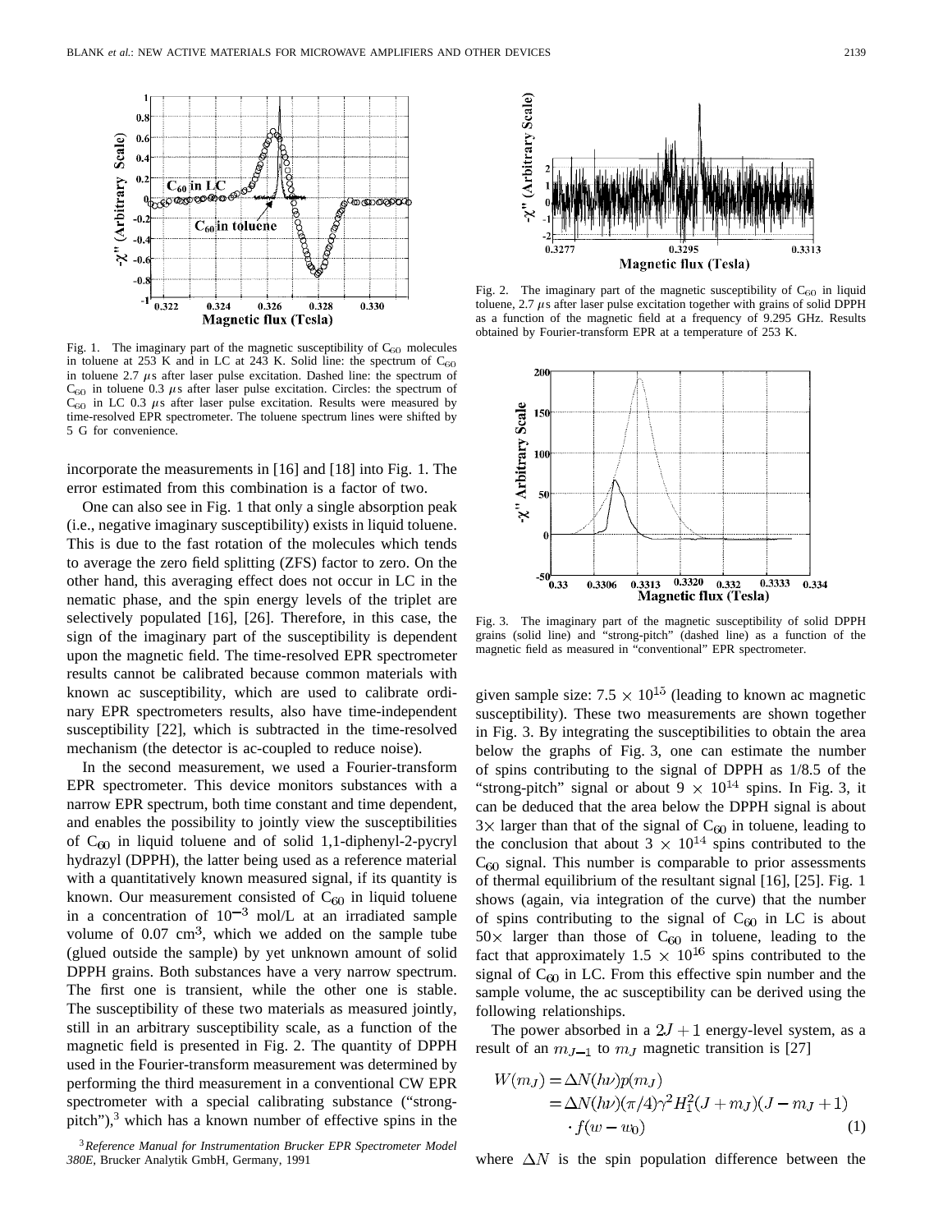Fig. 1. The imaginary part of the magnetic susceptibility of $C_{60}$ molecules in toluene at 253 K and in LC at 243 K. Solid line: the spectrum of $C_{60}$ in toluene 2.7 $\mu$s after laser pulse excitation. Dashed line: the spectrum of $C_{60}$ in toluene 0.3 $\mu$s after laser pulse excitation. Circles: the spectrum of $C_{60}$ in LC 0.3 $\mu$s after laser pulse excitation. Results were measured by time-resolved EPR spectrometer. The toluene spectrum lines were shifted by 5 G for convenience.

incorporate the measurements in [16] and [18] into Fig. 1. The error estimated from this combination is a factor of two.

One can also see in Fig. 1 that only a single absorption peak (i.e., negative imaginary susceptibility) exists in liquid toluene. This is due to the fast rotation of the molecules which tends to average the zero field splitting (ZFS) factor to zero. On the other hand, this averaging effect does not occur in LC in the nematic phase, and the spin energy levels of the triplet are selectively populated [16], [26]. Therefore, in this case, the sign of the imaginary part of the susceptibility is dependent upon the magnetic field. The time-resolved EPR spectrometer results cannot be calibrated because common materials with known ac susceptibility, which are used to calibrate ordinary EPR spectrometers results, also have time-independent susceptibility [22], which is subtracted in the time-resolved mechanism (the detector is ac-coupled to reduce noise).

In the second measurement, we used a Fourier-transform EPR spectrometer. This device monitors substances with a narrow EPR spectrum, both time constant and time dependent, and enables the possibility to jointly view the susceptibilities of $C_{60}$ in liquid toluene and of solid 1,1-diphenyl-2-pycryl hydrazyl (DPPH), the latter being used as a reference material with a quantitatively known measured signal, if its quantity is known. Our measurement consisted of $C_{60}$ in liquid toluene in a concentration of $10^{-3}$ mol/L at an irradiated sample volume of 0.07 $cm^3$, which we added on the sample tube (glued outside the sample) by yet unknown amount of solid DPPH grains. Both substances have a very narrow spectrum. The first one is transient, while the other one is stable. The susceptibility of these two materials as measured jointly, still in an arbitrary susceptibility scale, as a function of the magnetic field is presented in Fig. 2. The quantity of DPPH used in the Fourier-transform measurement was determined by performing the third measurement in a conventional CW EPR spectrometer with a special calibrating substance ("strong-pitch"),[3] which has a known number of effective spins in the given sample size: $7.5 \times 10^{15}$ (leading to known ac magnetic susceptibility). These two measurements are shown together in Fig. 3. By integrating the susceptibilities to obtain the area below the graphs of Fig. 3, one can estimate the number of spins contributing to the signal of DPPH as 1/8.5 of the "strong-pitch" signal or about $9 \times 10^{14}$ spins. In Fig. 3, it can be deduced that the area below the DPPH signal is about 3× larger than that of the signal of $C_{60}$ in toluene, leading to the conclusion that about $3 \times 10^{14}$ spins contributed to the $C_{60}$ signal. This number is comparable to prior assessments of thermal equilibrium of the resultant signal [16], [25]. Fig. 1 shows (again, via integration of the curve) that the number of spins contributing to the signal of $C_{60}$ in LC is about 50× larger than those of $C_{60}$ in toluene, leading to the fact that approximately $1.5 \times 10^{16}$ spins contributed to the signal of $C_{60}$ in LC. From this effective spin number and the sample volume, the ac susceptibility can be derived using the following relationships.

[3] *Reference Manual for Instrumentation Brucker EPR Spectrometer Model 380E*, Brucker Analytik GmbH, Germany, 1991

Fig. 2. The imaginary part of the magnetic susceptibility of $C_{60}$ in liquid toluene, 2.7 $\mu$s after laser pulse excitation together with grains of solid DPPH as a function of the magnetic field at a frequency of 9.295 GHz. Results obtained by Fourier-transform EPR at a temperature of 253 K.

Fig. 3. The imaginary part of the magnetic susceptibility of solid DPPH grains (solid line) and "strong-pitch" (dashed line) as a function of the magnetic field as measured in "conventional" EPR spectrometer.

The power absorbed in a $2J+1$ energy-level system, as a result of an $m_{J-1}$ to $m_J$ magnetic transition is [27]

$$
\begin{aligned}
W(m_J) &= \Delta N(h\nu)p(m_J) \\
&= \Delta N(h\nu)(\pi/4)\gamma^2 H_1^2 (J+m_J)(J-m_J+1) \\
&\quad \cdot f(w-w_0)
\end{aligned} \tag{1}
$$

where $\Delta N$ is the spin population difference between the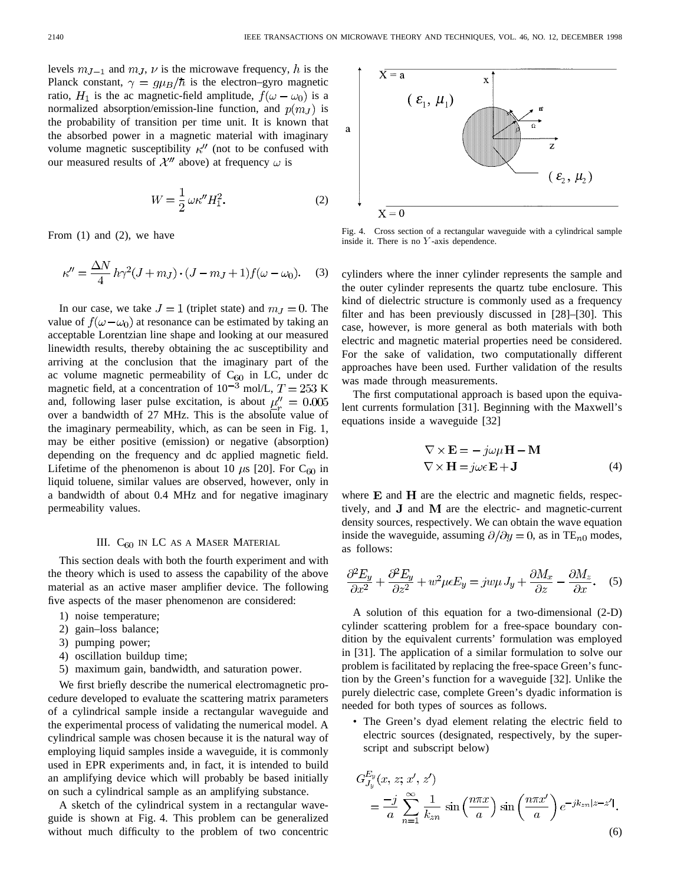levels $m_{J-1}$ and $m_J$, $\nu$ is the microwave frequency, $h$ is the Planck constant, $\gamma = g\mu_B/\hbar$ is the electron–gyro magnetic ratio, $H_1$ is the ac magnetic-field amplitude, $f(\omega - \omega_0)$ is a normalized absorption/emission-line function, and $p(m_J)$ is the probability of transition per time unit. It is known that the absorbed power in a magnetic material with imaginary volume magnetic susceptibility $\kappa''$ (not to be confused with our measured results of $\mathcal{X}''$ above) at frequency $\omega$ is

$$W = \frac{1}{2}\omega\kappa'' H_1^2. \tag{2}$$

From (1) and (2), we have

$$\kappa'' = \frac{\Delta N}{4} h\gamma^2 (J + m_J) \cdot (J - m_J + 1) f(\omega - \omega_0). \tag{3}$$

In our case, we take $J = 1$ (triplet state) and $m_J = 0$. The value of $f(\omega - \omega_0)$ at resonance can be estimated by taking an acceptable Lorentzian line shape and looking at our measured linewidth results, thereby obtaining the ac susceptibility and arriving at the conclusion that the imaginary part of the ac volume magnetic permeability of $C_{60}$ in LC, under dc magnetic field, at a concentration of $10^{-3}$ mol/L, $T = 253$ K and, following laser pulse excitation, is about $\underline{\mu}_r'' = 0.005$ over a bandwidth of 27 MHz. This is the absolute value of the imaginary permeability, which, as can be seen in Fig. 1, may be either positive (emission) or negative (absorption) depending on the frequency and dc applied magnetic field. Lifetime of the phenomenon is about 10 $\mu$s [20]. For $C_{60}$ in liquid toluene, similar values are observed, however, only in a bandwidth of about 0.4 MHz and for negative imaginary permeability values.

## III. $C_{60}$ in LC as a Maser Material

This section deals with both the fourth experiment and with the theory which is used to assess the capability of the above material as an active maser amplifier device. The following five aspects of the maser phenomenon are considered:

1) noise temperature;
2) gain–loss balance;
3) pumping power;
4) oscillation buildup time;
5) maximum gain, bandwidth, and saturation power.

We first briefly describe the numerical electromagnetic procedure developed to evaluate the scattering matrix parameters of a cylindrical sample inside a rectangular waveguide and the experimental process of validating the numerical model. A cylindrical sample was chosen because it is the natural way of employing liquid samples inside a waveguide, it is commonly used in EPR experiments and, in fact, it is intended to build an amplifying device which will probably be based initially on such a cylindrical sample as an amplifying substance.

A sketch of the cylindrical system in a rectangular waveguide is shown at Fig. 4. This problem can be generalized without much difficulty to the problem of two concentric cylinders where the inner cylinder represents the sample and the outer cylinder represents the quartz tube enclosure. This kind of dielectric structure is commonly used as a frequency filter and has been previously discussed in [28]–[30]. This case, however, is more general as both materials with both electric and magnetic material properties need be considered. For the sake of validation, two computationally different approaches have been used. Further validation of the results was made through measurements.

Fig. 4. Cross section of a rectangular waveguide with a cylindrical sample inside it. There is no $Y$-axis dependence.

The first computational approach is based upon the equivalent currents formulation [31]. Beginning with the Maxwell's equations inside a waveguide [32]

$$\begin{aligned} \nabla \times \mathbf{E} &= -j\omega\mu\mathbf{H} - \mathbf{M} \\ \nabla \times \mathbf{H} &= j\omega\epsilon\mathbf{E} + \mathbf{J} \end{aligned} \tag{4}$$

where $\mathbf{E}$ and $\mathbf{H}$ are the electric and magnetic fields, respectively, and $\mathbf{J}$ and $\mathbf{M}$ are the electric- and magnetic-current density sources, respectively. We can obtain the wave equation inside the waveguide, assuming $\partial/\partial y = 0$, as in $TE_{n0}$ modes, as follows:

$$\frac{\partial^2 E_y}{\partial x^2} + \frac{\partial^2 E_y}{\partial z^2} + w^2\mu\epsilon E_y = jw\mu J_y + \frac{\partial M_x}{\partial z} - \frac{\partial M_z}{\partial x}. \tag{5}$$

A solution of this equation for a two-dimensional (2-D) cylinder scattering problem for a free-space boundary condition by the equivalent currents' formulation was employed in [31]. The application of a similar formulation to solve our problem is facilitated by replacing the free-space Green's function by the Green's function for a waveguide [32]. Unlike the purely dielectric case, complete Green's dyadic information is needed for both types of sources as follows.

- The Green's dyad element relating the electric field to electric sources (designated, respectively, by the superscript and subscript below)

$$G_{J_y}^{E_y}(x, z; x', z') = \frac{-j}{a} \sum_{n=1}^{\infty} \frac{1}{k_{zn}} \sin\left(\frac{n\pi x}{a}\right) \sin\left(\frac{n\pi x'}{a}\right) e^{-jk_{zn}|z-z'|}. \tag{6}$$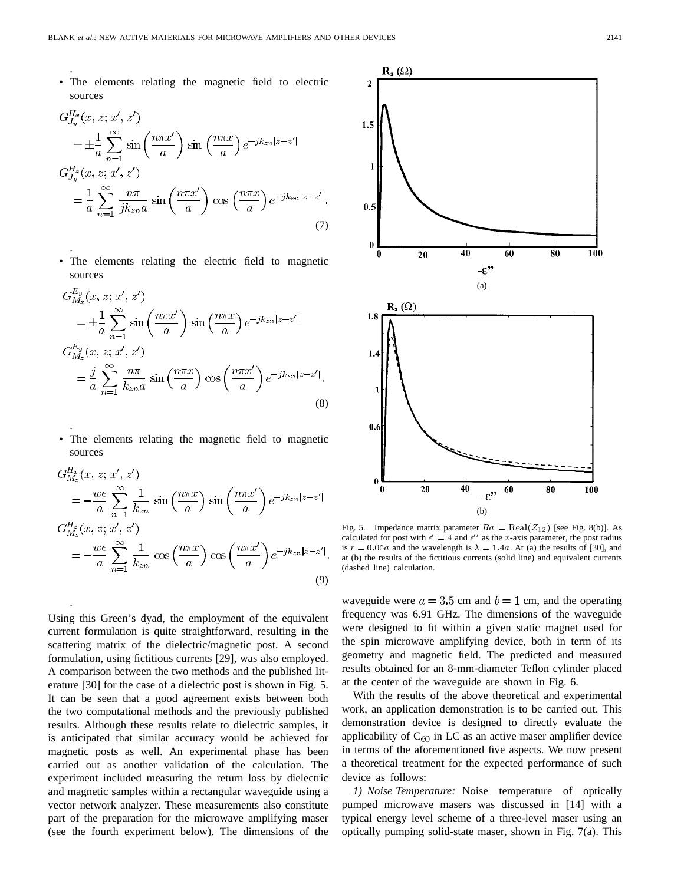- The elements relating the magnetic field to electric sources

$$G_{J_y}^{H_x}(x, z; x', z') = \pm\frac{1}{a}\sum_{n=1}^{\infty}\sin\left(\frac{n\pi x'}{a}\right)\sin\left(\frac{n\pi x}{a}\right)e^{-jk_{zn}|z-z'|}$$

$$G_{J_y}^{H_z}(x, z; x', z') = \frac{1}{a}\sum_{n=1}^{\infty}\frac{n\pi}{jk_{zn}a}\sin\left(\frac{n\pi x'}{a}\right)\cos\left(\frac{n\pi x}{a}\right)e^{-jk_{zn}|z-z'|}. \tag{7}$$

- The elements relating the electric field to magnetic sources

$$G_{M_x}^{E_y}(x, z; x', z') = \pm\frac{1}{a}\sum_{n=1}^{\infty}\sin\left(\frac{n\pi x'}{a}\right)\sin\left(\frac{n\pi x}{a}\right)e^{-jk_{zn}|z-z'|}$$

$$G_{M_z}^{E_y}(x, z; x', z') = \frac{j}{a}\sum_{n=1}^{\infty}\frac{n\pi}{k_{zn}a}\sin\left(\frac{n\pi x}{a}\right)\cos\left(\frac{n\pi x'}{a}\right)e^{-jk_{zn}|z-z'|}. \tag{8}$$

- The elements relating the magnetic field to magnetic sources

$$G_{M_x}^{H_x}(x, z; x', z') = -\frac{w\epsilon}{a}\sum_{n=1}^{\infty}\frac{1}{k_{zn}}\sin\left(\frac{n\pi x}{a}\right)\sin\left(\frac{n\pi x'}{a}\right)e^{-jk_{zn}|z-z'|}$$

$$G_{M_z}^{H_z}(x, z; x', z') = -\frac{w\epsilon}{a}\sum_{n=1}^{\infty}\frac{1}{k_{zn}}\cos\left(\frac{n\pi x}{a}\right)\cos\left(\frac{n\pi x'}{a}\right)e^{-jk_{zn}|z-z'|}. \tag{9}$$

Using this Green's dyad, the employment of the equivalent current formulation is quite straightforward, resulting in the scattering matrix of the dielectric/magnetic post. A second formulation, using fictitious currents [29], was also employed. A comparison between the two methods and the published literature [30] for the case of a dielectric post is shown in Fig. 5. It can be seen that a good agreement exists between both the two computational methods and the previously published results. Although these results relate to dielectric samples, it is anticipated that similar accuracy would be achieved for magnetic posts as well. An experimental phase has been carried out as another validation of the calculation. The experiment included measuring the return loss by dielectric and magnetic samples within a rectangular waveguide using a vector network analyzer. These measurements also constitute part of the preparation for the microwave amplifying maser (see the fourth experiment below). The dimensions of the waveguide were $a = 3.5$ cm and $b = 1$ cm, and the operating frequency was 6.91 GHz. The dimensions of the waveguide were designed to fit within a given static magnet used for the spin microwave amplifying device, both in term of its geometry and magnetic field. The predicted and measured results obtained for an 8-mm-diameter Teflon cylinder placed at the center of the waveguide are shown in Fig. 6.

Fig. 5. Impedance matrix parameter $Ra = \mathrm{Real}(Z_{12})$ [see Fig. 8(b)]. As calculated for post with $\epsilon' = 4$ and $\epsilon''$ as the $x$-axis parameter, the post radius is $r = 0.05a$ and the wavelength is $\lambda = 1.4a$. At (a) the results of [30], and at (b) the results of the fictitious currents (solid line) and equivalent currents (dashed line) calculation.

With the results of the above theoretical and experimental work, an application demonstration is to be carried out. This demonstration device is designed to directly evaluate the applicability of $C_{60}$ in LC as an active maser amplifier device in terms of the aforementioned five aspects. We now present a theoretical treatment for the expected performance of such device as follows:

*1) Noise Temperature:* Noise temperature of optically pumped microwave masers was discussed in [14] with a typical energy level scheme of a three-level maser using an optically pumping solid-state maser, shown in Fig. 7(a). This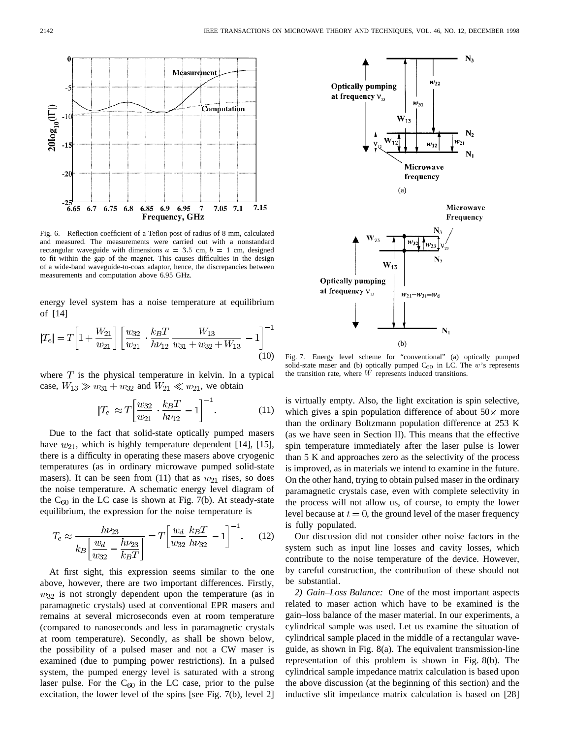Fig. 6. Reflection coefficient of a Teflon post of radius of 8 mm, calculated and measured. The measurements were carried out with a nonstandard rectangular waveguide with dimensions $a = 3.5$ cm, $b = 1$ cm, designed to fit within the gap of the magnet. This causes difficulties in the design of a wide-band waveguide-to-coax adaptor, hence, the discrepancies between measurements and computation above 6.95 GHz.

energy level system has a noise temperature at equilibrium of [14]

$$|T_e| = T\left[1 + \frac{W_{21}}{w_{21}}\right]\left[\frac{w_{32}}{w_{21}} \cdot \frac{k_B T}{h\nu_{12}} \frac{W_{13}}{w_{31} + w_{32} + W_{13}} - 1\right]^{-1} \tag{10}$$

where $T$ is the physical temperature in kelvin. In a typical case, $W_{13} \gg w_{31} + w_{32}$ and $W_{21} \ll w_{21}$, we obtain

$$|T_e| \approx T\left[\frac{w_{32}}{w_{21}} \cdot \frac{k_B T}{h\nu_{12}} - 1\right]^{-1}. \tag{11}$$

Due to the fact that solid-state optically pumped masers have $w_{21}$, which is highly temperature dependent [14], [15], there is a difficulty in operating these masers above cryogenic temperatures (as in ordinary microwave pumped solid-state masers). It can be seen from (11) that as $w_{21}$ rises, so does the noise temperature. A schematic energy level diagram of the $C_{60}$ in the LC case is shown at Fig. 7(b). At steady-state equilibrium, the expression for the noise temperature is

$$T_e \approx \frac{h\nu_{23}}{k_B\left[\frac{w_d}{w_{32}} - \frac{h\nu_{23}}{k_B T}\right]} = T\left[\frac{w_d}{w_{32}} \frac{k_B T}{h\nu_{32}} - 1\right]^{-1}. \tag{12}$$

At first sight, this expression seems similar to the one above, however, there are two important differences. Firstly, $w_{32}$ is not strongly dependent upon the temperature (as in paramagnetic crystals) used at conventional EPR masers and remains at several microseconds even at room temperature (compared to nanoseconds and less in paramagnetic crystals at room temperature). Secondly, as shall be shown below, the possibility of a pulsed maser and not a CW maser is examined (due to pumping power restrictions). In a pulsed system, the pumped energy level is saturated with a strong laser pulse. For the $C_{60}$ in the LC case, prior to the pulse excitation, the lower level of the spins [see Fig. 7(b), level 2] is virtually empty. Also, the light excitation is spin selective, which gives a spin population difference of about 50× more than the ordinary Boltzmann population difference at 253 K (as we have seen in Section II). This means that the effective spin temperature immediately after the laser pulse is lower than 5 K and approaches zero as the selectivity of the process is improved, as in materials we intend to examine in the future. On the other hand, trying to obtain pulsed maser in the ordinary paramagnetic crystals case, even with complete selectivity in the process will not allow us, of course, to empty the lower level because at $t = 0$, the ground level of the maser frequency is fully populated.

Fig. 7. Energy level scheme for "conventional" (a) optically pumped solid-state maser and (b) optically pumped $C_{60}$ in LC. The $w$'s represents the transition rate, where $W$ represents induced transitions.

Our discussion did not consider other noise factors in the system such as input line losses and cavity losses, which contribute to the noise temperature of the device. However, by careful construction, the contribution of these should not be substantial.

*2) Gain–Loss Balance:* One of the most important aspects related to maser action which have to be examined is the gain–loss balance of the maser material. In our experiments, a cylindrical sample was used. Let us examine the situation of cylindrical sample placed in the middle of a rectangular waveguide, as shown in Fig. 8(a). The equivalent transmission-line representation of this problem is shown in Fig. 8(b). The cylindrical sample impedance matrix calculation is based upon the above discussion (at the beginning of this section) and the inductive slit impedance matrix calculation is based on [28]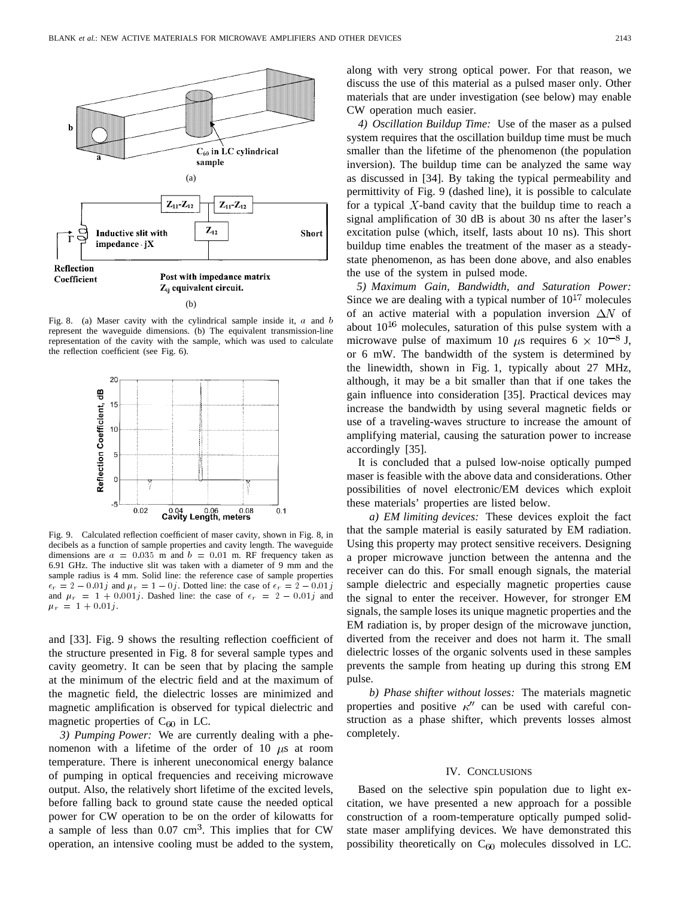Fig. 8. (a) Maser cavity with the cylindrical sample inside it, $a$ and $b$ represent the waveguide dimensions. (b) The equivalent transmission-line representation of the cavity with the sample, which was used to calculate the reflection coefficient (see Fig. 6).

Fig. 9. Calculated reflection coefficient of maser cavity, shown in Fig. 8, in decibels as a function of sample properties and cavity length. The waveguide dimensions are $a = 0.035$ m and $b = 0.01$ m. RF frequency taken as 6.91 GHz. The inductive slit was taken with a diameter of 9 mm and the sample radius is 4 mm. Solid line: the reference case of sample properties $\epsilon_r = 2 - 0.01j$ and $\mu_r = 1 - 0j$. Dotted line: the case of $\epsilon_r = 2 - 0.01j$ and $\mu_r = 1 + 0.001j$. Dashed line: the case of $\epsilon_r = 2 - 0.01j$ and $\mu_r = 1 + 0.01j$.

and [33]. Fig. 9 shows the resulting reflection coefficient of the structure presented in Fig. 8 for several sample types and cavity geometry. It can be seen that by placing the sample at the minimum of the electric field and at the maximum of the magnetic field, the dielectric losses are minimized and magnetic amplification is observed for typical dielectric and magnetic properties of $C_{60}$ in LC.

*3) Pumping Power:* We are currently dealing with a phenomenon with a lifetime of the order of 10 $\mu$s at room temperature. There is inherent uneconomical energy balance of pumping in optical frequencies and receiving microwave output. Also, the relatively short lifetime of the excited levels, before falling back to ground state cause the needed optical power for CW operation to be on the order of kilowatts for a sample of less than 0.07 $cm^3$. This implies that for CW operation, an intensive cooling must be added to the system, along with very strong optical power. For that reason, we discuss the use of this material as a pulsed maser only. Other materials that are under investigation (see below) may enable CW operation much easier.

*4) Oscillation Buildup Time:* Use of the maser as a pulsed system requires that the oscillation buildup time must be much smaller than the lifetime of the phenomenon (the population inversion). The buildup time can be analyzed the same way as discussed in [34]. By taking the typical permeability and permittivity of Fig. 9 (dashed line), it is possible to calculate for a typical $X$-band cavity that the buildup time to reach a signal amplification of 30 dB is about 30 ns after the laser's excitation pulse (which, itself, lasts about 10 ns). This short buildup time enables the treatment of the maser as a steady-state phenomenon, as has been done above, and also enables the use of the system in pulsed mode.

*5) Maximum Gain, Bandwidth, and Saturation Power:* Since we are dealing with a typical number of $10^{17}$ molecules of an active material with a population inversion $\Delta N$ of about $10^{16}$ molecules, saturation of this pulse system with a microwave pulse of maximum 10 $\mu$s requires $6 \times 10^{-8}$ J, or 6 mW. The bandwidth of the system is determined by the linewidth, shown in Fig. 1, typically about 27 MHz, although, it may be a bit smaller than that if one takes the gain influence into consideration [35]. Practical devices may increase the bandwidth by using several magnetic fields or use of a traveling-waves structure to increase the amount of amplifying material, causing the saturation power to increase accordingly [35].

It is concluded that a pulsed low-noise optically pumped maser is feasible with the above data and considerations. Other possibilities of novel electronic/EM devices which exploit these materials' properties are listed below.

*a) EM limiting devices:* These devices exploit the fact that the sample material is easily saturated by EM radiation. Using this property may protect sensitive receivers. Designing a proper microwave junction between the antenna and the receiver can do this. For small enough signals, the material sample dielectric and especially magnetic properties cause the signal to enter the receiver. However, for stronger EM signals, the sample loses its unique magnetic properties and the EM radiation is, by proper design of the microwave junction, diverted from the receiver and does not harm it. The small dielectric losses of the organic solvents used in these samples prevents the sample from heating up during this strong EM pulse.

*b) Phase shifter without losses:* The materials magnetic properties and positive $\kappa''$ can be used with careful construction as a phase shifter, which prevents losses almost completely.

## IV. Conclusions

Based on the selective spin population due to light excitation, we have presented a new approach for a possible construction of a room-temperature optically pumped solid-state maser amplifying devices. We have demonstrated this possibility theoretically on $C_{60}$ molecules dissolved in LC.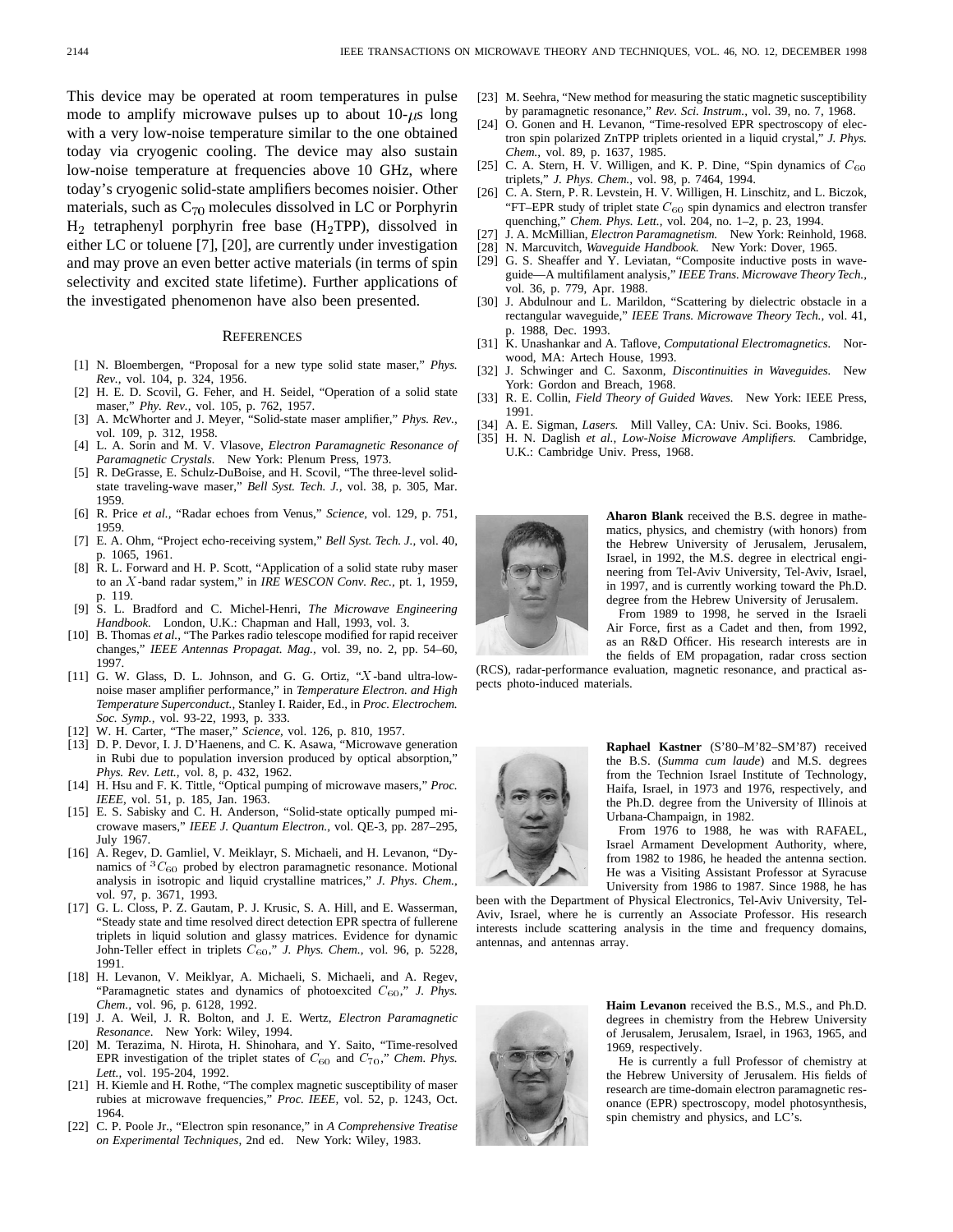This device may be operated at room temperatures in pulse mode to amplify microwave pulses up to about 10-$\mu$s long with a very low-noise temperature similar to the one obtained today via cryogenic cooling. The device may also sustain low-noise temperature at frequencies above 10 GHz, where today's cryogenic solid-state amplifiers becomes noisier. Other materials, such as $C_{70}$ molecules dissolved in LC or Porphyrin $H_2$ tetraphenyl porphyrin free base ($H_2$TPP), dissolved in either LC or toluene [7], [20], are currently under investigation and may prove an even better active materials (in terms of spin selectivity and excited state lifetime). Further applications of the investigated phenomenon have also been presented.

## References

- [1] N. Bloembergen, "Proposal for a new type solid state maser," *Phys. Rev.,* vol. 104, p. 324, 1956.
- [2] H. E. D. Scovil, G. Feher, and H. Seidel, "Operation of a solid state maser," *Phy. Rev.,* vol. 105, p. 762, 1957.
- [3] A. McWhorter and J. Meyer, "Solid-state maser amplifier," *Phys. Rev.,* vol. 109, p. 312, 1958.
- [4] L. A. Sorin and M. V. Vlasove, *Electron Paramagnetic Resonance of Paramagnetic Crystals.* New York: Plenum Press, 1973.
- [5] R. DeGrasse, E. Schulz-DuBoise, and H. Scovil, "The three-level solid-state traveling-wave maser," *Bell Syst. Tech. J.,* vol. 38, p. 305, Mar. 1959.
- [6] R. Price *et al.,* "Radar echoes from Venus," *Science,* vol. 129, p. 751, 1959.
- [7] E. A. Ohm, "Project echo-receiving system," *Bell Syst. Tech. J.,* vol. 40, p. 1065, 1961.
- [8] R. L. Forward and H. P. Scott, "Application of a solid state ruby maser to an $X$-band radar system," in *IRE WESCON Conv. Rec.,* pt. 1, 1959, p. 119.
- [9] S. L. Bradford and C. Michel-Henri, *The Microwave Engineering Handbook.* London, U.K.: Chapman and Hall, 1993, vol. 3.
- [10] B. Thomas *et al.,* "The Parkes radio telescope modified for rapid receiver changes," *IEEE Antennas Propagat. Mag.,* vol. 39, no. 2, pp. 54–60, 1997.
- [11] G. W. Glass, D. L. Johnson, and G. G. Ortiz, "$X$-band ultra-low-noise maser amplifier performance," in *Temperature Electron. and High Temperature Superconduct.,* Stanley I. Raider, Ed., in *Proc. Electrochem. Soc. Symp.,* vol. 93-22, 1993, p. 333.
- [12] W. H. Carter, "The maser," *Science,* vol. 126, p. 810, 1957.
- [13] D. P. Devor, I. J. D'Haenens, and C. K. Asawa, "Microwave generation in Rubi due to population inversion produced by optical absorption," *Phys. Rev. Lett.,* vol. 8, p. 432, 1962.
- [14] H. Hsu and F. K. Tittle, "Optical pumping of microwave masers," *Proc. IEEE,* vol. 51, p. 185, Jan. 1963.
- [15] E. S. Sabisky and C. H. Anderson, "Solid-state optically pumped microwave masers," *IEEE J. Quantum Electron.,* vol. QE-3, pp. 287–295, July 1967.
- [16] A. Regev, D. Gamliel, V. Meiklayr, S. Michaeli, and H. Levanon, "Dynamics of $^3C_{60}$ probed by electron paramagnetic resonance. Motional analysis in isotropic and liquid crystalline matrices," *J. Phys. Chem.,* vol. 97, p. 3671, 1993.
- [17] G. L. Closs, P. Z. Gautam, P. J. Krusic, S. A. Hill, and E. Wasserman, "Steady state and time resolved direct detection EPR spectra of fullerene triplets in liquid solution and glassy matrices. Evidence for dynamic John-Teller effect in triplets $C_{60}$," *J. Phys. Chem.,* vol. 96, p. 5228, 1991.
- [18] H. Levanon, V. Meiklyar, A. Michaeli, S. Michaeli, and A. Regev, "Paramagnetic states and dynamics of photoexcited $C_{60}$," *J. Phys. Chem.,* vol. 96, p. 6128, 1992.
- [19] J. A. Weil, J. R. Bolton, and J. E. Wertz, *Electron Paramagnetic Resonance*. New York: Wiley, 1994.
- [20] M. Terazima, N. Hirota, H. Shinohara, and Y. Saito, "Time-resolved EPR investigation of the triplet states of $C_{60}$ and $C_{70}$," *Chem. Phys. Lett.,* vol. 195-204, 1992.
- [21] H. Kiemle and H. Rothe, "The complex magnetic susceptibility of maser rubies at microwave frequencies," *Proc. IEEE,* vol. 52, p. 1243, Oct. 1964.
- [22] C. P. Poole Jr., "Electron spin resonance," in *A Comprehensive Treatise on Experimental Techniques,* 2nd ed. New York: Wiley, 1983.
- [23] M. Seehra, "New method for measuring the static magnetic susceptibility by paramagnetic resonance," *Rev. Sci. Instrum.,* vol. 39, no. 7, 1968.
- [24] O. Gonen and H. Levanon, "Time-resolved EPR spectroscopy of electron spin polarized ZnTPP triplets oriented in a liquid crystal," *J. Phys. Chem.,* vol. 89, p. 1637, 1985.
- [25] C. A. Stern, H. V. Willigen, and K. P. Dine, "Spin dynamics of $C_{60}$ triplets," *J. Phys. Chem.,* vol. 98, p. 7464, 1994.
- [26] C. A. Stern, P. R. Levstein, H. V. Willigen, H. Linschitz, and L. Biczok, "FT–EPR study of triplet state $C_{60}$ spin dynamics and electron transfer quenching," *Chem. Phys. Lett.,* vol. 204, no. 1–2, p. 23, 1994.
- [27] J. A. McMillian, *Electron Paramagnetism.* New York: Reinhold, 1968.
- [28] N. Marcuvitch, *Waveguide Handbook.* New York: Dover, 1965.
- [29] G. S. Sheaffer and Y. Leviatan, "Composite inductive posts in waveguide—A multifilament analysis," *IEEE Trans. Microwave Theory Tech.,* vol. 36, p. 779, Apr. 1988.
- [30] J. Abdulnour and L. Marildon, "Scattering by dielectric obstacle in a rectangular waveguide," *IEEE Trans. Microwave Theory Tech.,* vol. 41, p. 1988, Dec. 1993.
- [31] K. Unashankar and A. Taflove, *Computational Electromagnetics.* Norwood, MA: Artech House, 1993.
- [32] J. Schwinger and C. Saxonm, *Discontinuities in Waveguides.* New York: Gordon and Breach, 1968.
- [33] R. E. Collin, *Field Theory of Guided Waves.* New York: IEEE Press, 1991.
- [34] A. E. Sigman, *Lasers.* Mill Valley, CA: Univ. Sci. Books, 1986.
- [35] H. N. Daglish *et al., Low-Noise Microwave Amplifiers.* Cambridge, U.K.: Cambridge Univ. Press, 1968.

**Aharon Blank** received the B.S. degree in mathematics, physics, and chemistry (with honors) from the Hebrew University of Jerusalem, Jerusalem, Israel, in 1992, the M.S. degree in electrical engineering from Tel-Aviv University, Tel-Aviv, Israel, in 1997, and is currently working toward the Ph.D. degree from the Hebrew University of Jerusalem.

From 1989 to 1998, he served in the Israeli Air Force, first as a Cadet and then, from 1992, as an R&D Officer. His research interests are in the fields of EM propagation, radar cross section (RCS), radar-performance evaluation, magnetic resonance, and practical aspects photo-induced materials.

**Raphael Kastner** (S'80–M'82–SM'87) received the B.S. (*Summa cum laude*) and M.S. degrees from the Technion Israel Institute of Technology, Haifa, Israel, in 1973 and 1976, respectively, and the Ph.D. degree from the University of Illinois at Urbana-Champaign, in 1982.

From 1976 to 1988, he was with RAFAEL, Israel Armament Development Authority, where, from 1982 to 1986, he headed the antenna section. He was a Visiting Assistant Professor at Syracuse University from 1986 to 1987. Since 1988, he has been with the Department of Physical Electronics, Tel-Aviv University, Tel-Aviv, Israel, where he is currently an Associate Professor. His research interests include scattering analysis in the time and frequency domains, antennas, and antennas array.

**Haim Levanon** received the B.S., M.S., and Ph.D. degrees in chemistry from the Hebrew University of Jerusalem, Jerusalem, Israel, in 1963, 1965, and 1969, respectively.

He is currently a full Professor of chemistry at the Hebrew University of Jerusalem. His fields of research are time-domain electron paramagnetic resonance (EPR) spectroscopy, model photosynthesis, spin chemistry and physics, and LC's.